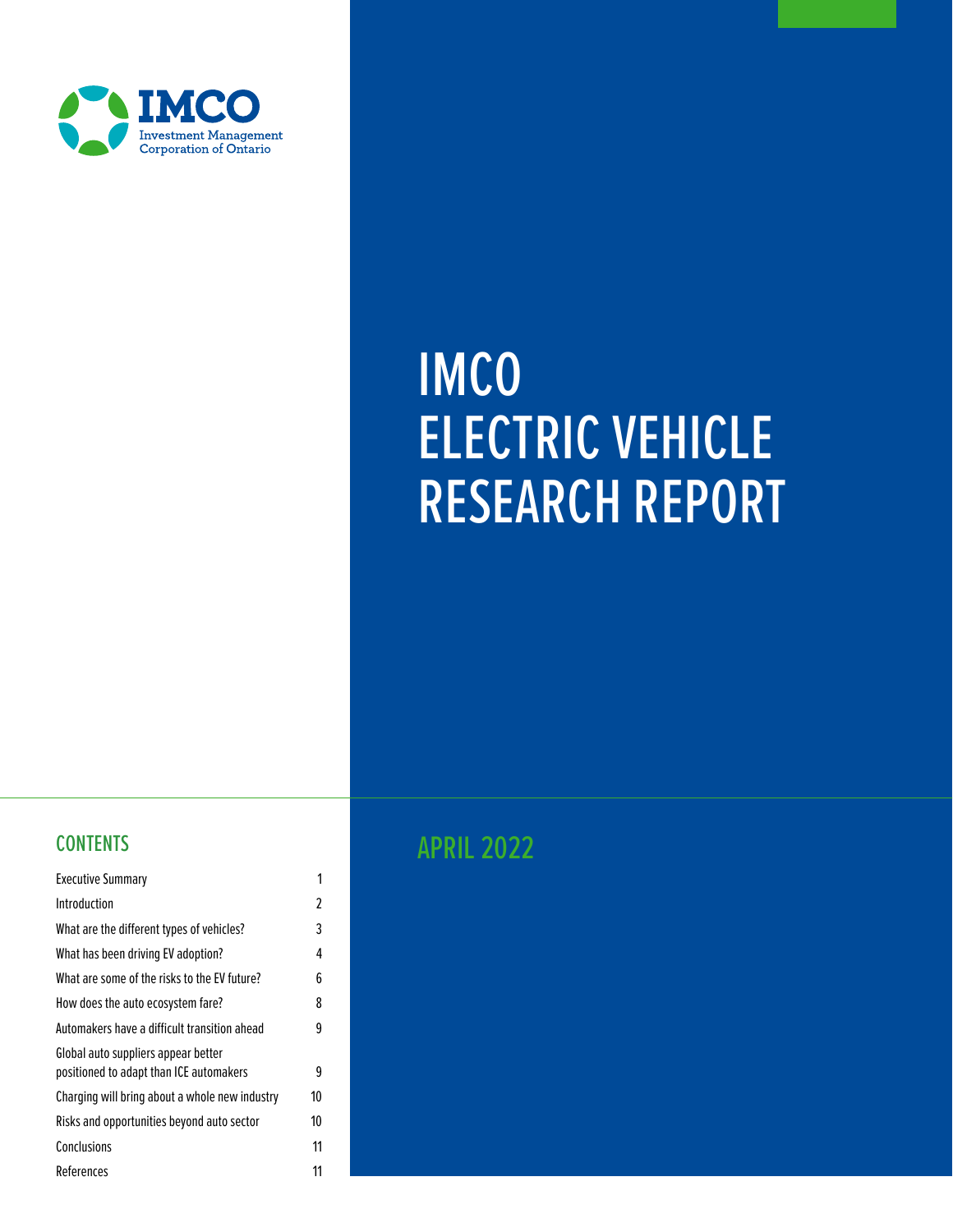IMCO
Investment Management Corporation of Ontario

# IMCO ELECTRIC VEHICLE RESEARCH REPORT

## APRIL 2022

## CONTENTS

| | |
|---|---|
| Executive Summary | 1 |
| Introduction | 2 |
| What are the different types of vehicles? | 3 |
| What has been driving EV adoption? | 4 |
| What are some of the risks to the EV future? | 6 |
| How does the auto ecosystem fare? | 8 |
| Automakers have a difficult transition ahead | 9 |
| Global auto suppliers appear better positioned to adapt than ICE automakers | 9 |
| Charging will bring about a whole new industry | 10 |
| Risks and opportunities beyond auto sector | 10 |
| Conclusions | 11 |
| References | 11 |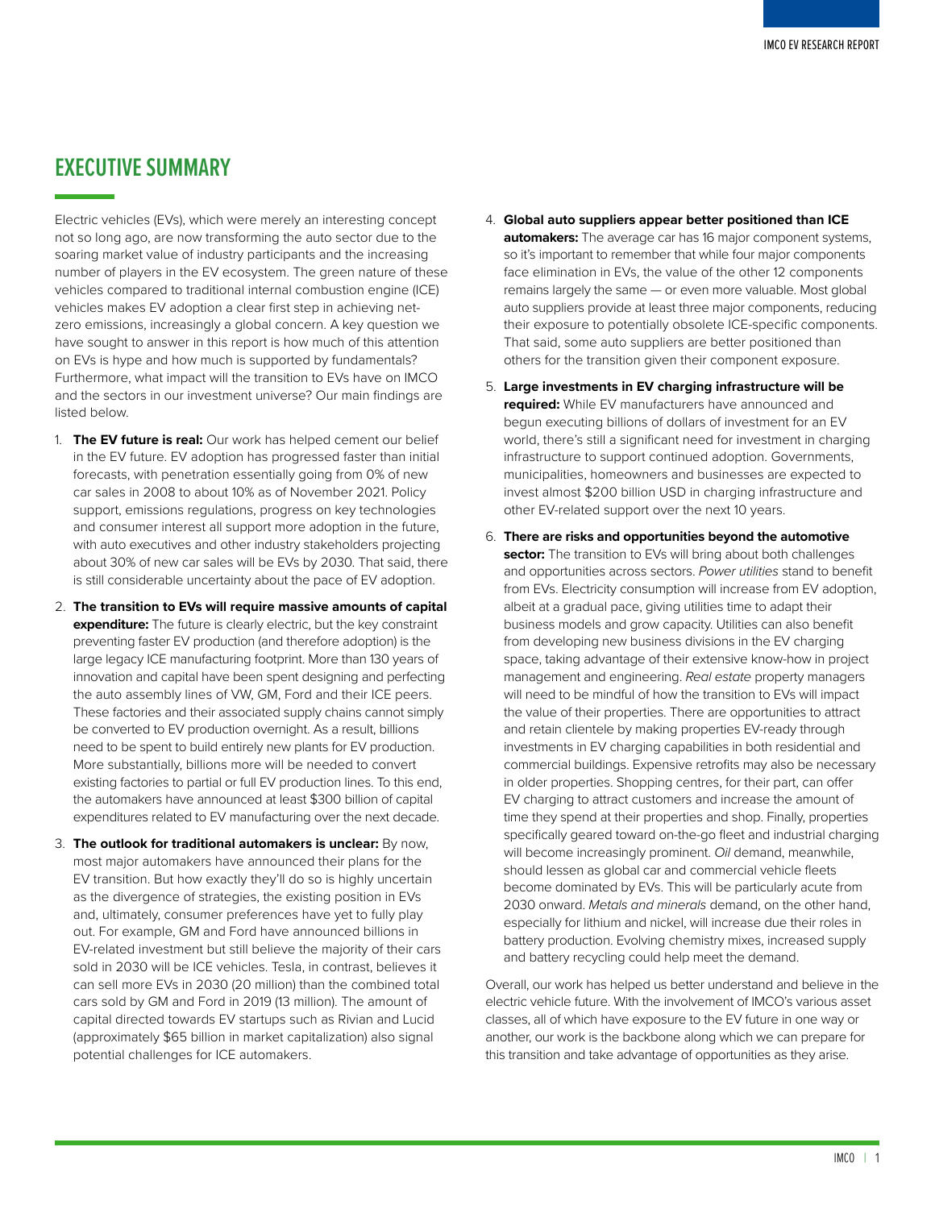# EXECUTIVE SUMMARY

Electric vehicles (EVs), which were merely an interesting concept not so long ago, are now transforming the auto sector due to the soaring market value of industry participants and the increasing number of players in the EV ecosystem. The green nature of these vehicles compared to traditional internal combustion engine (ICE) vehicles makes EV adoption a clear first step in achieving net-zero emissions, increasingly a global concern. A key question we have sought to answer in this report is how much of this attention on EVs is hype and how much is supported by fundamentals? Furthermore, what impact will the transition to EVs have on IMCO and the sectors in our investment universe? Our main findings are listed below.

1. **The EV future is real:** Our work has helped cement our belief in the EV future. EV adoption has progressed faster than initial forecasts, with penetration essentially going from 0% of new car sales in 2008 to about 10% as of November 2021. Policy support, emissions regulations, progress on key technologies and consumer interest all support more adoption in the future, with auto executives and other industry stakeholders projecting about 30% of new car sales will be EVs by 2030. That said, there is still considerable uncertainty about the pace of EV adoption.

2. **The transition to EVs will require massive amounts of capital expenditure:** The future is clearly electric, but the key constraint preventing faster EV production (and therefore adoption) is the large legacy ICE manufacturing footprint. More than 130 years of innovation and capital have been spent designing and perfecting the auto assembly lines of VW, GM, Ford and their ICE peers. These factories and their associated supply chains cannot simply be converted to EV production overnight. As a result, billions need to be spent to build entirely new plants for EV production. More substantially, billions more will be needed to convert existing factories to partial or full EV production lines. To this end, the automakers have announced at least $300 billion of capital expenditures related to EV manufacturing over the next decade.

3. **The outlook for traditional automakers is unclear:** By now, most major automakers have announced their plans for the EV transition. But how exactly they'll do so is highly uncertain as the divergence of strategies, the existing position in EVs and, ultimately, consumer preferences have yet to fully play out. For example, GM and Ford have announced billions in EV-related investment but still believe the majority of their cars sold in 2030 will be ICE vehicles. Tesla, in contrast, believes it can sell more EVs in 2030 (20 million) than the combined total cars sold by GM and Ford in 2019 (13 million). The amount of capital directed towards EV startups such as Rivian and Lucid (approximately $65 billion in market capitalization) also signal potential challenges for ICE automakers.

4. **Global auto suppliers appear better positioned than ICE automakers:** The average car has 16 major component systems, so it's important to remember that while four major components face elimination in EVs, the value of the other 12 components remains largely the same — or even more valuable. Most global auto suppliers provide at least three major components, reducing their exposure to potentially obsolete ICE-specific components. That said, some auto suppliers are better positioned than others for the transition given their component exposure.

5. **Large investments in EV charging infrastructure will be required:** While EV manufacturers have announced and begun executing billions of dollars of investment for an EV world, there's still a significant need for investment in charging infrastructure to support continued adoption. Governments, municipalities, homeowners and businesses are expected to invest almost $200 billion USD in charging infrastructure and other EV-related support over the next 10 years.

6. **There are risks and opportunities beyond the automotive sector:** The transition to EVs will bring about both challenges and opportunities across sectors. *Power utilities* stand to benefit from EVs. Electricity consumption will increase from EV adoption, albeit at a gradual pace, giving utilities time to adapt their business models and grow capacity. Utilities can also benefit from developing new business divisions in the EV charging space, taking advantage of their extensive know-how in project management and engineering. *Real estate* property managers will need to be mindful of how the transition to EVs will impact the value of their properties. There are opportunities to attract and retain clientele by making properties EV-ready through investments in EV charging capabilities in both residential and commercial buildings. Expensive retrofits may also be necessary in older properties. Shopping centres, for their part, can offer EV charging to attract customers and increase the amount of time they spend at their properties and shop. Finally, properties specifically geared toward on-the-go fleet and industrial charging will become increasingly prominent. *Oil* demand, meanwhile, should lessen as global car and commercial vehicle fleets become dominated by EVs. This will be particularly acute from 2030 onward. *Metals and minerals* demand, on the other hand, especially for lithium and nickel, will increase due their roles in battery production. Evolving chemistry mixes, increased supply and battery recycling could help meet the demand.

Overall, our work has helped us better understand and believe in the electric vehicle future. With the involvement of IMCO's various asset classes, all of which have exposure to the EV future in one way or another, our work is the backbone along which we can prepare for this transition and take advantage of opportunities as they arise.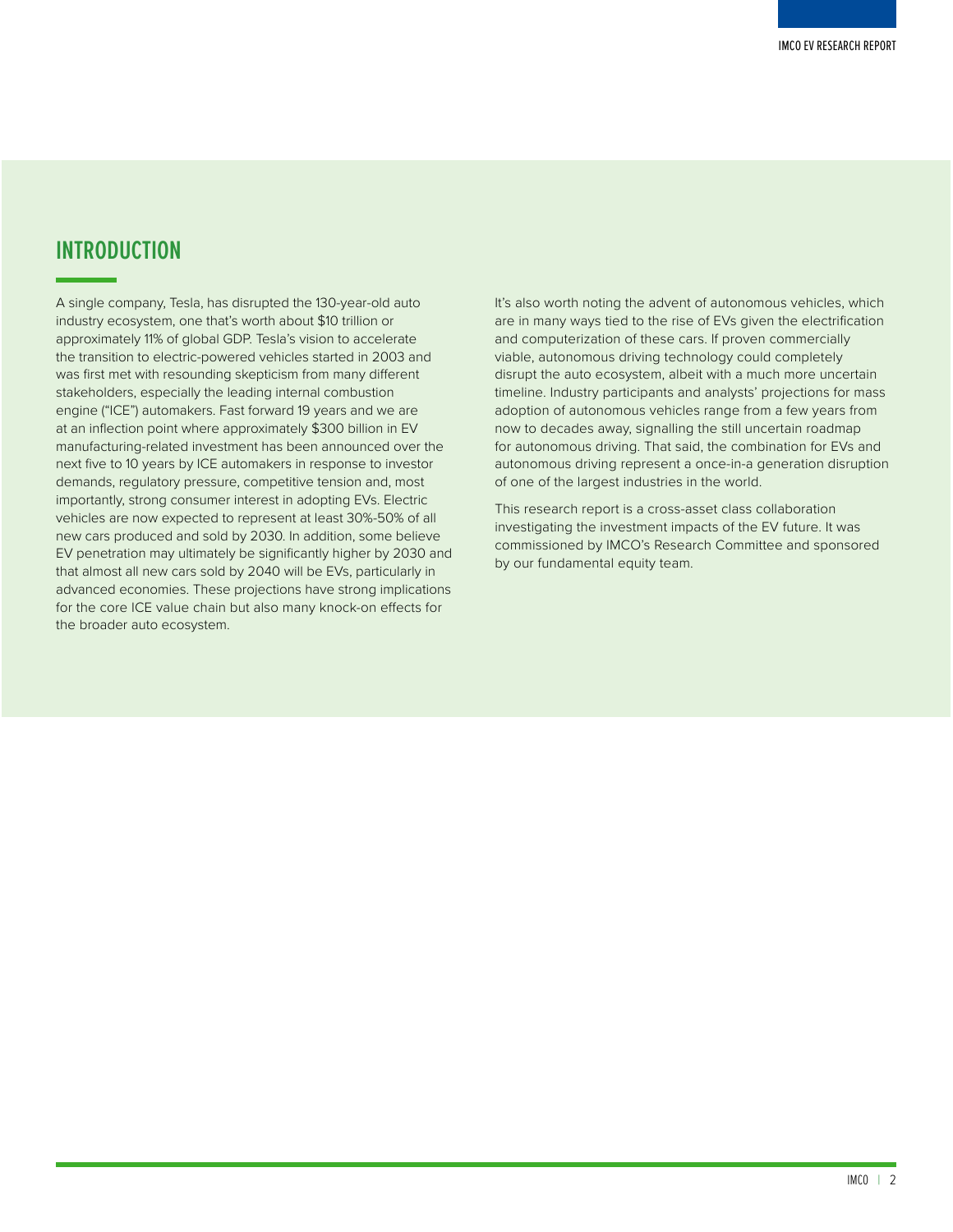## INTRODUCTION

A single company, Tesla, has disrupted the 130-year-old auto industry ecosystem, one that's worth about $10 trillion or approximately 11% of global GDP. Tesla's vision to accelerate the transition to electric-powered vehicles started in 2003 and was first met with resounding skepticism from many different stakeholders, especially the leading internal combustion engine ("ICE") automakers. Fast forward 19 years and we are at an inflection point where approximately $300 billion in EV manufacturing-related investment has been announced over the next five to 10 years by ICE automakers in response to investor demands, regulatory pressure, competitive tension and, most importantly, strong consumer interest in adopting EVs. Electric vehicles are now expected to represent at least 30%-50% of all new cars produced and sold by 2030. In addition, some believe EV penetration may ultimately be significantly higher by 2030 and that almost all new cars sold by 2040 will be EVs, particularly in advanced economies. These projections have strong implications for the core ICE value chain but also many knock-on effects for the broader auto ecosystem.

It's also worth noting the advent of autonomous vehicles, which are in many ways tied to the rise of EVs given the electrification and computerization of these cars. If proven commercially viable, autonomous driving technology could completely disrupt the auto ecosystem, albeit with a much more uncertain timeline. Industry participants and analysts' projections for mass adoption of autonomous vehicles range from a few years from now to decades away, signalling the still uncertain roadmap for autonomous driving. That said, the combination for EVs and autonomous driving represent a once-in-a generation disruption of one of the largest industries in the world.

This research report is a cross-asset class collaboration investigating the investment impacts of the EV future. It was commissioned by IMCO's Research Committee and sponsored by our fundamental equity team.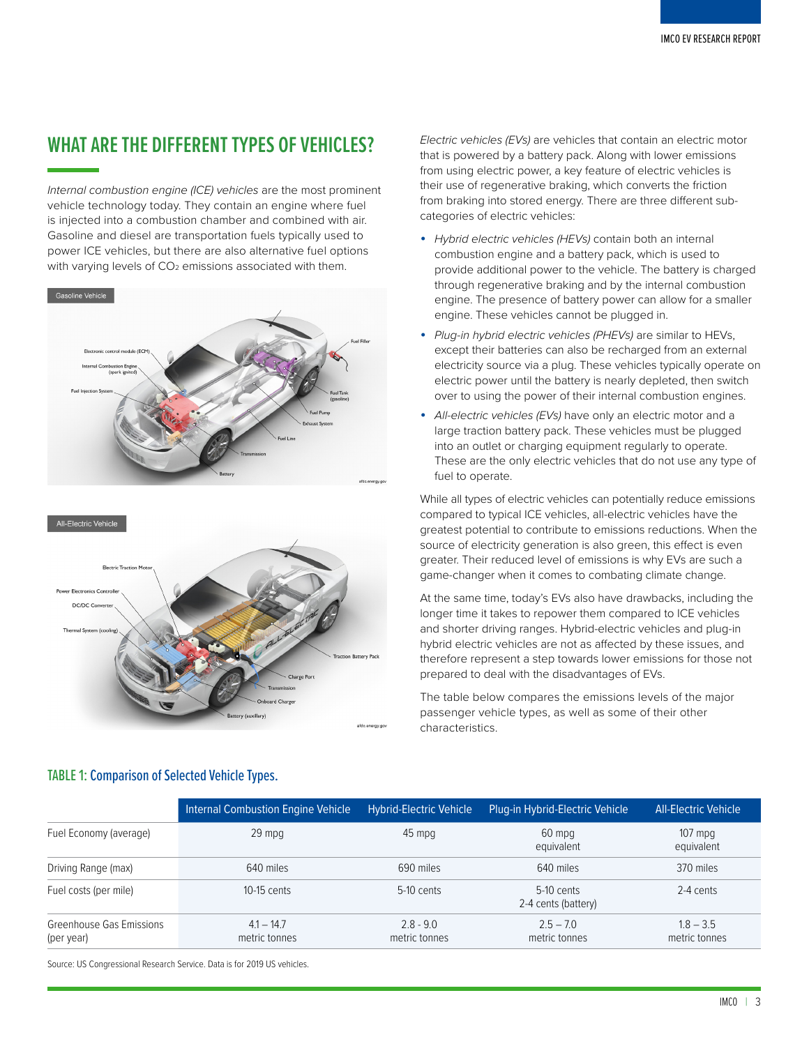## WHAT ARE THE DIFFERENT TYPES OF VEHICLES?

*Internal combustion engine (ICE) vehicles* are the most prominent vehicle technology today. They contain an engine where fuel is injected into a combustion chamber and combined with air. Gasoline and diesel are transportation fuels typically used to power ICE vehicles, but there are also alternative fuel options with varying levels of $CO_2$ emissions associated with them.

*Electric vehicles (EVs)* are vehicles that contain an electric motor that is powered by a battery pack. Along with lower emissions from using electric power, a key feature of electric vehicles is their use of regenerative braking, which converts the friction from braking into stored energy. There are three different sub-categories of electric vehicles:

- *Hybrid electric vehicles (HEVs)* contain both an internal combustion engine and a battery pack, which is used to provide additional power to the vehicle. The battery is charged through regenerative braking and by the internal combustion engine. The presence of battery power can allow for a smaller engine. These vehicles cannot be plugged in.
- *Plug-in hybrid electric vehicles (PHEVs)* are similar to HEVs, except their batteries can also be recharged from an external electricity source via a plug. These vehicles typically operate on electric power until the battery is nearly depleted, then switch over to using the power of their internal combustion engines.
- *All-electric vehicles (EVs)* have only an electric motor and a large traction battery pack. These vehicles must be plugged into an outlet or charging equipment regularly to operate. These are the only electric vehicles that do not use any type of fuel to operate.

While all types of electric vehicles can potentially reduce emissions compared to typical ICE vehicles, all-electric vehicles have the greatest potential to contribute to emissions reductions. When the source of electricity generation is also green, this effect is even greater. Their reduced level of emissions is why EVs are such a game-changer when it comes to combating climate change.

At the same time, today's EVs also have drawbacks, including the longer time it takes to repower them compared to ICE vehicles and shorter driving ranges. Hybrid-electric vehicles and plug-in hybrid electric vehicles are not as affected by these issues, and therefore represent a step towards lower emissions for those not prepared to deal with the disadvantages of EVs.

The table below compares the emissions levels of the major passenger vehicle types, as well as some of their other characteristics.

### TABLE 1: Comparison of Selected Vehicle Types.

| | Internal Combustion Engine Vehicle | Hybrid-Electric Vehicle | Plug-in Hybrid-Electric Vehicle | All-Electric Vehicle |
|---|---|---|---|---|
| Fuel Economy (average) | 29 mpg | 45 mpg | 60 mpg equivalent | 107 mpg equivalent |
| Driving Range (max) | 640 miles | 690 miles | 640 miles | 370 miles |
| Fuel costs (per mile) | 10-15 cents | 5-10 cents | 5-10 cents<br>2-4 cents (battery) | 2-4 cents |
| Greenhouse Gas Emissions (per year) | 4.1 – 14.7 metric tonnes | 2.8 - 9.0 metric tonnes | 2.5 – 7.0 metric tonnes | 1.8 – 3.5 metric tonnes |

Source: US Congressional Research Service. Data is for 2019 US vehicles.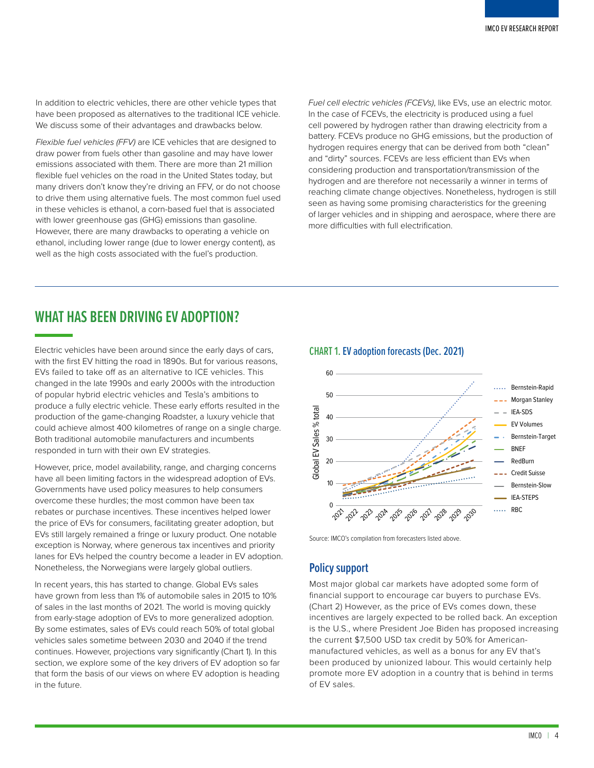In addition to electric vehicles, there are other vehicle types that have been proposed as alternatives to the traditional ICE vehicle. We discuss some of their advantages and drawbacks below.

*Flexible fuel vehicles (FFV)* are ICE vehicles that are designed to draw power from fuels other than gasoline and may have lower emissions associated with them. There are more than 21 million flexible fuel vehicles on the road in the United States today, but many drivers don't know they're driving an FFV, or do not choose to drive them using alternative fuels. The most common fuel used in these vehicles is ethanol, a corn-based fuel that is associated with lower greenhouse gas (GHG) emissions than gasoline. However, there are many drawbacks to operating a vehicle on ethanol, including lower range (due to lower energy content), as well as the high costs associated with the fuel's production.

*Fuel cell electric vehicles (FCEVs)*, like EVs, use an electric motor. In the case of FCEVs, the electricity is produced using a fuel cell powered by hydrogen rather than drawing electricity from a battery. FCEVs produce no GHG emissions, but the production of hydrogen requires energy that can be derived from both "clean" and "dirty" sources. FCEVs are less efficient than EVs when considering production and transportation/transmission of the hydrogen and are therefore not necessarily a winner in terms of reaching climate change objectives. Nonetheless, hydrogen is still seen as having some promising characteristics for the greening of larger vehicles and in shipping and aerospace, where there are more difficulties with full electrification.

## WHAT HAS BEEN DRIVING EV ADOPTION?

Electric vehicles have been around since the early days of cars, with the first EV hitting the road in 1890s. But for various reasons, EVs failed to take off as an alternative to ICE vehicles. This changed in the late 1990s and early 2000s with the introduction of popular hybrid electric vehicles and Tesla's ambitions to produce a fully electric vehicle. These early efforts resulted in the production of the game-changing Roadster, a luxury vehicle that could achieve almost 400 kilometres of range on a single charge. Both traditional automobile manufacturers and incumbents responded in turn with their own EV strategies.

However, price, model availability, range, and charging concerns have all been limiting factors in the widespread adoption of EVs. Governments have used policy measures to help consumers overcome these hurdles; the most common have been tax rebates or purchase incentives. These incentives helped lower the price of EVs for consumers, facilitating greater adoption, but EVs still largely remained a fringe or luxury product. One notable exception is Norway, where generous tax incentives and priority lanes for EVs helped the country become a leader in EV adoption. Nonetheless, the Norwegians were largely global outliers.

In recent years, this has started to change. Global EVs sales have grown from less than 1% of automobile sales in 2015 to 10% of sales in the last months of 2021. The world is moving quickly from early-stage adoption of EVs to more generalized adoption. By some estimates, sales of EVs could reach 50% of total global vehicles sales sometime between 2030 and 2040 if the trend continues. However, projections vary significantly (Chart 1). In this section, we explore some of the key drivers of EV adoption so far that form the basis of our views on where EV adoption is heading in the future.

### CHART 1. EV adoption forecasts (Dec. 2021)

Source: IMCO's compilation from forecasters listed above.

### Policy support

Most major global car markets have adopted some form of financial support to encourage car buyers to purchase EVs. (Chart 2) However, as the price of EVs comes down, these incentives are largely expected to be rolled back. An exception is the U.S., where President Joe Biden has proposed increasing the current $7,500 USD tax credit by 50% for American-manufactured vehicles, as well as a bonus for any EV that's been produced by unionized labour. This would certainly help promote more EV adoption in a country that is behind in terms of EV sales.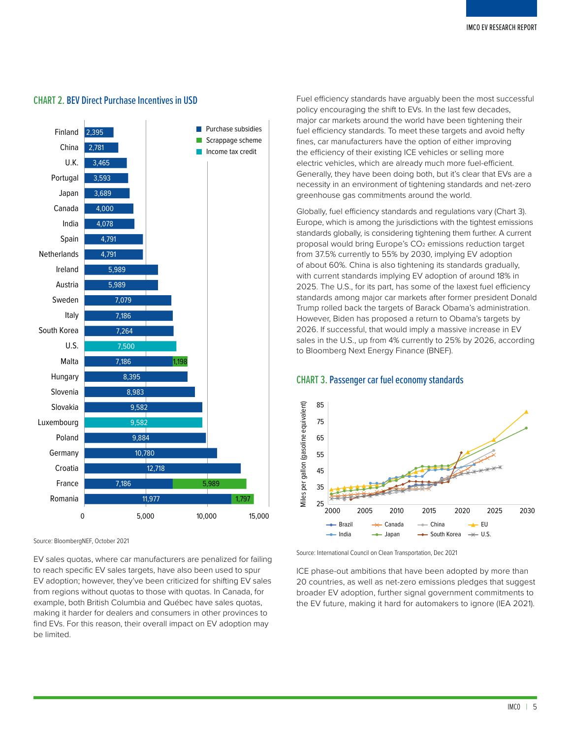## CHART 2. BEV Direct Purchase Incentives in USD

| Country | Purchase subsidies | Scrappage scheme | Income tax credit |
|---|---|---|---|
| Finland | 2,395 | | |
| China | 2,781 | | |
| U.K. | 3,465 | | |
| Portugal | 3,593 | | |
| Japan | 3,689 | | |
| Canada | 4,000 | | |
| India | 4,078 | | |
| Spain | 4,791 | | |
| Netherlands | 4,791 | | |
| Ireland | 5,989 | | |
| Austria | 5,989 | | |
| Sweden | 7,079 | | |
| Italy | 7,186 | | |
| South Korea | 7,264 | | |
| U.S. | | | 7,500 |
| Malta | 7,186 | 1,198 | |
| Hungary | 8,395 | | |
| Slovenia | 8,983 | | |
| Slovakia | 9,582 | | |
| Luxembourg | | | 9,582 |
| Poland | 9,884 | | |
| Germany | 10,780 | | |
| Croatia | 12,718 | | |
| France | 7,186 | 5,989 | |
| Romania | 11,977 | 1,797 | |

Source: BloombergNEF, October 2021

EV sales quotas, where car manufacturers are penalized for failing to reach specific EV sales targets, have also been used to spur EV adoption; however, they've been criticized for shifting EV sales from regions without quotas to those with quotas. In Canada, for example, both British Columbia and Québec have sales quotas, making it harder for dealers and consumers in other provinces to find EVs. For this reason, their overall impact on EV adoption may be limited.

Fuel efficiency standards have arguably been the most successful policy encouraging the shift to EVs. In the last few decades, major car markets around the world have been tightening their fuel efficiency standards. To meet these targets and avoid hefty fines, car manufacturers have the option of either improving the efficiency of their existing ICE vehicles or selling more electric vehicles, which are already much more fuel-efficient. Generally, they have been doing both, but it's clear that EVs are a necessity in an environment of tightening standards and net-zero greenhouse gas commitments around the world.

Globally, fuel efficiency standards and regulations vary (Chart 3). Europe, which is among the jurisdictions with the tightest emissions standards globally, is considering tightening them further. A current proposal would bring Europe's $CO_2$ emissions reduction target from 37.5% currently to 55% by 2030, implying EV adoption of about 60%. China is also tightening its standards gradually, with current standards implying EV adoption of around 18% in 2025. The U.S., for its part, has some of the laxest fuel efficiency standards among major car markets after former president Donald Trump rolled back the targets of Barack Obama's administration. However, Biden has proposed a return to Obama's targets by 2026. If successful, that would imply a massive increase in EV sales in the U.S., up from 4% currently to 25% by 2026, according to Bloomberg Next Energy Finance (BNEF).

## CHART 3. Passenger car fuel economy standards

Source: International Council on Clean Transportation, Dec 2021

ICE phase-out ambitions that have been adopted by more than 20 countries, as well as net-zero emissions pledges that suggest broader EV adoption, further signal government commitments to the EV future, making it hard for automakers to ignore (IEA 2021).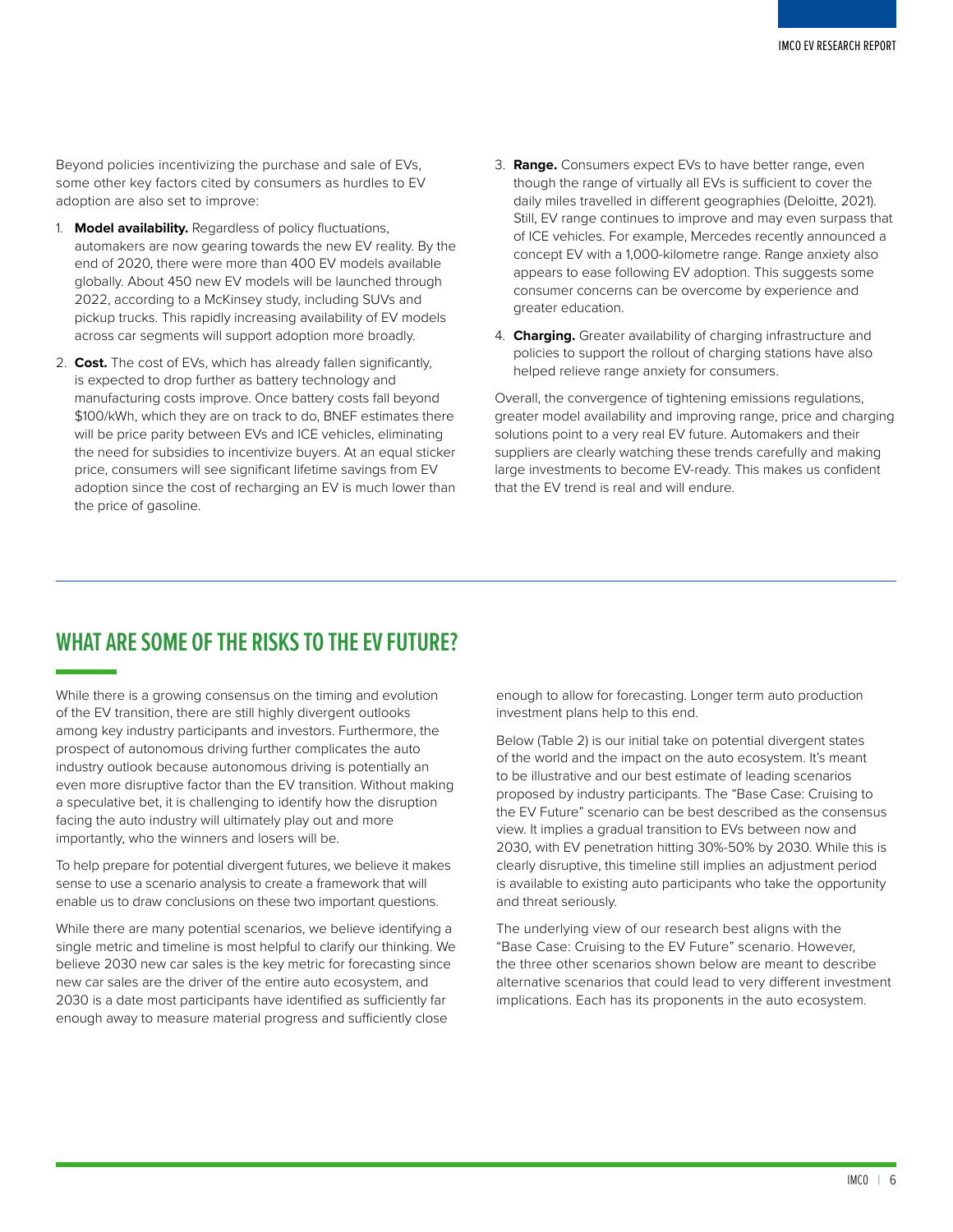Beyond policies incentivizing the purchase and sale of EVs, some other key factors cited by consumers as hurdles to EV adoption are also set to improve:

1. **Model availability.** Regardless of policy fluctuations, automakers are now gearing towards the new EV reality. By the end of 2020, there were more than 400 EV models available globally. About 450 new EV models will be launched through 2022, according to a McKinsey study, including SUVs and pickup trucks. This rapidly increasing availability of EV models across car segments will support adoption more broadly.
2. **Cost.** The cost of EVs, which has already fallen significantly, is expected to drop further as battery technology and manufacturing costs improve. Once battery costs fall beyond $100/kWh, which they are on track to do, BNEF estimates there will be price parity between EVs and ICE vehicles, eliminating the need for subsidies to incentivize buyers. At an equal sticker price, consumers will see significant lifetime savings from EV adoption since the cost of recharging an EV is much lower than the price of gasoline.
3. **Range.** Consumers expect EVs to have better range, even though the range of virtually all EVs is sufficient to cover the daily miles travelled in different geographies (Deloitte, 2021). Still, EV range continues to improve and may even surpass that of ICE vehicles. For example, Mercedes recently announced a concept EV with a 1,000-kilometre range. Range anxiety also appears to ease following EV adoption. This suggests some consumer concerns can be overcome by experience and greater education.
4. **Charging.** Greater availability of charging infrastructure and policies to support the rollout of charging stations have also helped relieve range anxiety for consumers.

Overall, the convergence of tightening emissions regulations, greater model availability and improving range, price and charging solutions point to a very real EV future. Automakers and their suppliers are clearly watching these trends carefully and making large investments to become EV-ready. This makes us confident that the EV trend is real and will endure.

## WHAT ARE SOME OF THE RISKS TO THE EV FUTURE?

While there is a growing consensus on the timing and evolution of the EV transition, there are still highly divergent outlooks among key industry participants and investors. Furthermore, the prospect of autonomous driving further complicates the auto industry outlook because autonomous driving is potentially an even more disruptive factor than the EV transition. Without making a speculative bet, it is challenging to identify how the disruption facing the auto industry will ultimately play out and more importantly, who the winners and losers will be.

To help prepare for potential divergent futures, we believe it makes sense to use a scenario analysis to create a framework that will enable us to draw conclusions on these two important questions.

While there are many potential scenarios, we believe identifying a single metric and timeline is most helpful to clarify our thinking. We believe 2030 new car sales is the key metric for forecasting since new car sales are the driver of the entire auto ecosystem, and 2030 is a date most participants have identified as sufficiently far enough away to measure material progress and sufficiently close enough to allow for forecasting. Longer term auto production investment plans help to this end.

Below (Table 2) is our initial take on potential divergent states of the world and the impact on the auto ecosystem. It's meant to be illustrative and our best estimate of leading scenarios proposed by industry participants. The "Base Case: Cruising to the EV Future" scenario can be best described as the consensus view. It implies a gradual transition to EVs between now and 2030, with EV penetration hitting 30%-50% by 2030. While this is clearly disruptive, this timeline still implies an adjustment period is available to existing auto participants who take the opportunity and threat seriously.

The underlying view of our research best aligns with the "Base Case: Cruising to the EV Future" scenario. However, the three other scenarios shown below are meant to describe alternative scenarios that could lead to very different investment implications. Each has its proponents in the auto ecosystem.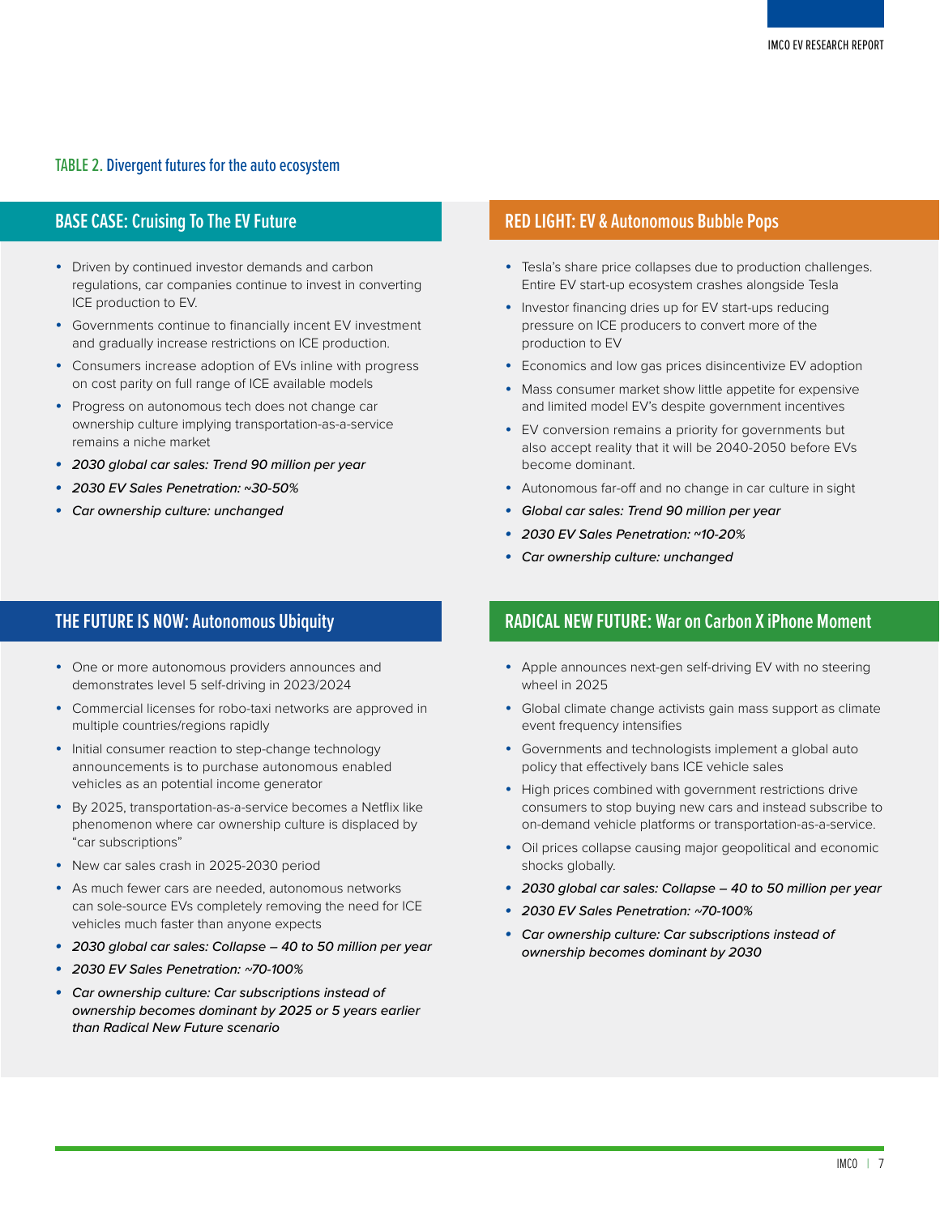**TABLE 2.** Divergent futures for the auto ecosystem

## BASE CASE: Cruising To The EV Future

- Driven by continued investor demands and carbon regulations, car companies continue to invest in converting ICE production to EV.
- Governments continue to financially incent EV investment and gradually increase restrictions on ICE production.
- Consumers increase adoption of EVs inline with progress on cost parity on full range of ICE available models
- Progress on autonomous tech does not change car ownership culture implying transportation-as-a-service remains a niche market
- *2030 global car sales: Trend 90 million per year*
- *2030 EV Sales Penetration: ~30-50%*
- *Car ownership culture: unchanged*

## RED LIGHT: EV & Autonomous Bubble Pops

- Tesla's share price collapses due to production challenges. Entire EV start-up ecosystem crashes alongside Tesla
- Investor financing dries up for EV start-ups reducing pressure on ICE producers to convert more of the production to EV
- Economics and low gas prices disincentivize EV adoption
- Mass consumer market show little appetite for expensive and limited model EV's despite government incentives
- EV conversion remains a priority for governments but also accept reality that it will be 2040-2050 before EVs become dominant.
- Autonomous far-off and no change in car culture in sight
- *Global car sales: Trend 90 million per year*
- *2030 EV Sales Penetration: ~10-20%*
- *Car ownership culture: unchanged*

## THE FUTURE IS NOW: Autonomous Ubiquity

- One or more autonomous providers announces and demonstrates level 5 self-driving in 2023/2024
- Commercial licenses for robo-taxi networks are approved in multiple countries/regions rapidly
- Initial consumer reaction to step-change technology announcements is to purchase autonomous enabled vehicles as an potential income generator
- By 2025, transportation-as-a-service becomes a Netflix like phenomenon where car ownership culture is displaced by "car subscriptions"
- New car sales crash in 2025-2030 period
- As much fewer cars are needed, autonomous networks can sole-source EVs completely removing the need for ICE vehicles much faster than anyone expects
- *2030 global car sales: Collapse – 40 to 50 million per year*
- *2030 EV Sales Penetration: ~70-100%*
- *Car ownership culture: Car subscriptions instead of ownership becomes dominant by 2025 or 5 years earlier than Radical New Future scenario*

## RADICAL NEW FUTURE: War on Carbon X iPhone Moment

- Apple announces next-gen self-driving EV with no steering wheel in 2025
- Global climate change activists gain mass support as climate event frequency intensifies
- Governments and technologists implement a global auto policy that effectively bans ICE vehicle sales
- High prices combined with government restrictions drive consumers to stop buying new cars and instead subscribe to on-demand vehicle platforms or transportation-as-a-service.
- Oil prices collapse causing major geopolitical and economic shocks globally.
- *2030 global car sales: Collapse – 40 to 50 million per year*
- *2030 EV Sales Penetration: ~70-100%*
- *Car ownership culture: Car subscriptions instead of ownership becomes dominant by 2030*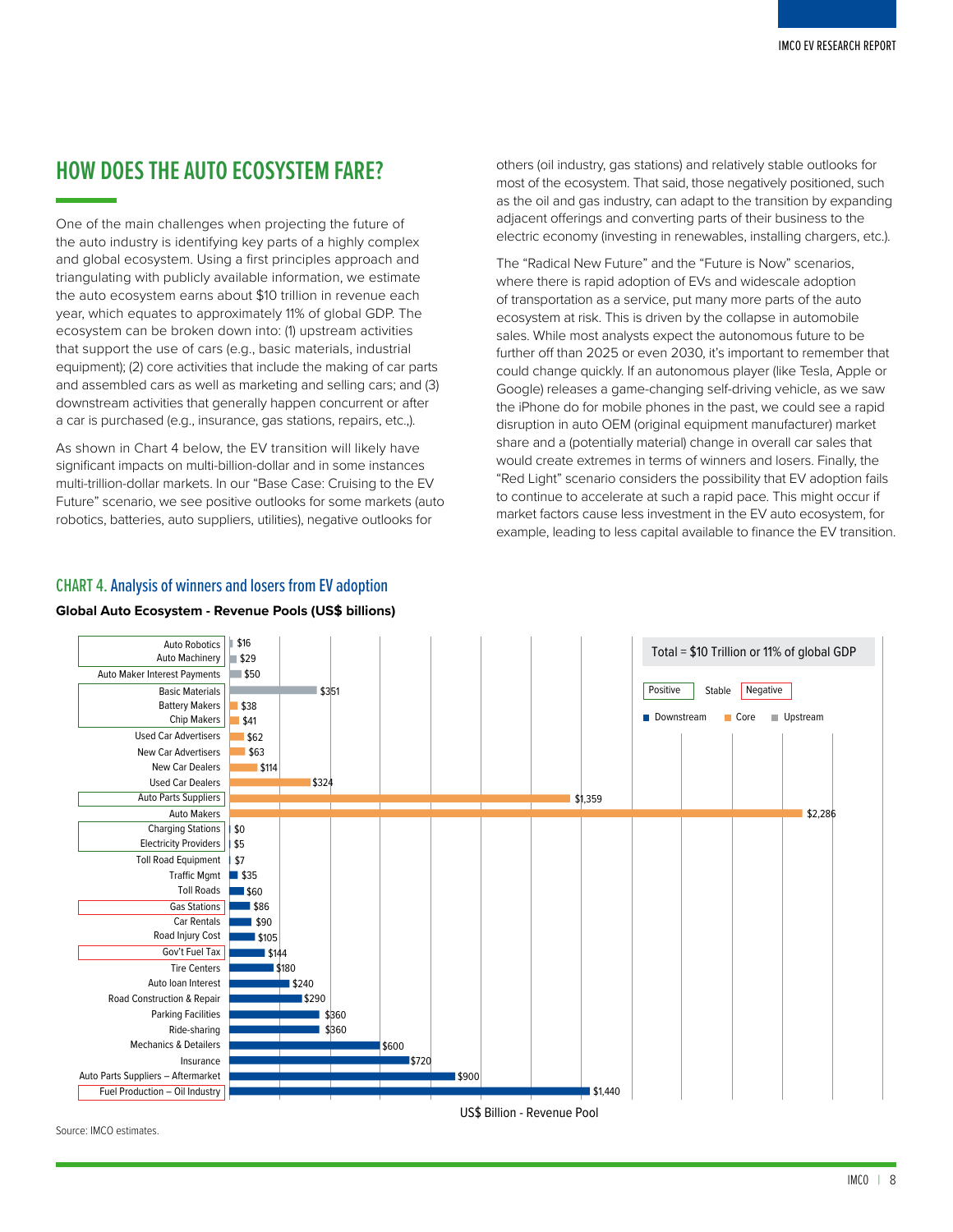## HOW DOES THE AUTO ECOSYSTEM FARE?

One of the main challenges when projecting the future of the auto industry is identifying key parts of a highly complex and global ecosystem. Using a first principles approach and triangulating with publicly available information, we estimate the auto ecosystem earns about $10 trillion in revenue each year, which equates to approximately 11% of global GDP. The ecosystem can be broken down into: (1) upstream activities that support the use of cars (e.g., basic materials, industrial equipment); (2) core activities that include the making of car parts and assembled cars as well as marketing and selling cars; and (3) downstream activities that generally happen concurrent or after a car is purchased (e.g., insurance, gas stations, repairs, etc.,).

As shown in Chart 4 below, the EV transition will likely have significant impacts on multi-billion-dollar and in some instances multi-trillion-dollar markets. In our "Base Case: Cruising to the EV Future" scenario, we see positive outlooks for some markets (auto robotics, batteries, auto suppliers, utilities), negative outlooks for others (oil industry, gas stations) and relatively stable outlooks for most of the ecosystem. That said, those negatively positioned, such as the oil and gas industry, can adapt to the transition by expanding adjacent offerings and converting parts of their business to the electric economy (investing in renewables, installing chargers, etc.).

The "Radical New Future" and the "Future is Now" scenarios, where there is rapid adoption of EVs and widescale adoption of transportation as a service, put many more parts of the auto ecosystem at risk. This is driven by the collapse in automobile sales. While most analysts expect the autonomous future to be further off than 2025 or even 2030, it's important to remember that could change quickly. If an autonomous player (like Tesla, Apple or Google) releases a game-changing self-driving vehicle, as we saw the iPhone do for mobile phones in the past, we could see a rapid disruption in auto OEM (original equipment manufacturer) market share and a (potentially material) change in overall car sales that would create extremes in terms of winners and losers. Finally, the "Red Light" scenario considers the possibility that EV adoption fails to continue to accelerate at such a rapid pace. This might occur if market factors cause less investment in the EV auto ecosystem, for example, leading to less capital available to finance the EV transition.

### CHART 4. Analysis of winners and losers from EV adoption

**Global Auto Ecosystem - Revenue Pools (US$ billions)**

Total = $10 Trillion or 11% of global GDP

| Segment | Category | Outlook | Revenue Pool (US$ billions) |
|---|---|---|---|
| Auto Robotics | Upstream | Positive | $16 |
| Auto Machinery | Upstream | Positive | $29 |
| Auto Maker Interest Payments | Upstream | Stable | $50 |
| Basic Materials | Upstream | Positive | $351 |
| Battery Makers | Core | Positive | $38 |
| Chip Makers | Core | Positive | $41 |
| Used Car Advertisers | Core | Stable | $62 |
| New Car Advertisers | Core | Stable | $63 |
| New Car Dealers | Core | Stable | $114 |
| Used Car Dealers | Core | Stable | $324 |
| Auto Parts Suppliers | Core | Positive | $1,359 |
| Auto Makers | Core | Stable | $2,286 |
| Charging Stations | Downstream | Positive | $0 |
| Electricity Providers | Downstream | Positive | $5 |
| Toll Road Equipment | Downstream | Stable | $7 |
| Traffic Mgmt | Downstream | Stable | $35 |
| Toll Roads | Downstream | Stable | $60 |
| Gas Stations | Downstream | Negative | $86 |
| Car Rentals | Downstream | Stable | $90 |
| Road Injury Cost | Downstream | Stable | $105 |
| Gov't Fuel Tax | Downstream | Negative | $144 |
| Tire Centers | Downstream | Stable | $180 |
| Auto loan Interest | Downstream | Stable | $240 |
| Road Construction & Repair | Downstream | Stable | $290 |
| Parking Facilities | Downstream | Stable | $360 |
| Ride-sharing | Downstream | Stable | $360 |
| Mechanics & Detailers | Downstream | Stable | $600 |
| Insurance | Downstream | Stable | $720 |
| Auto Parts Suppliers – Aftermarket | Downstream | Stable | $900 |
| Fuel Production – Oil Industry | Downstream | Negative | $1,440 |

US$ Billion - Revenue Pool

Source: IMCO estimates.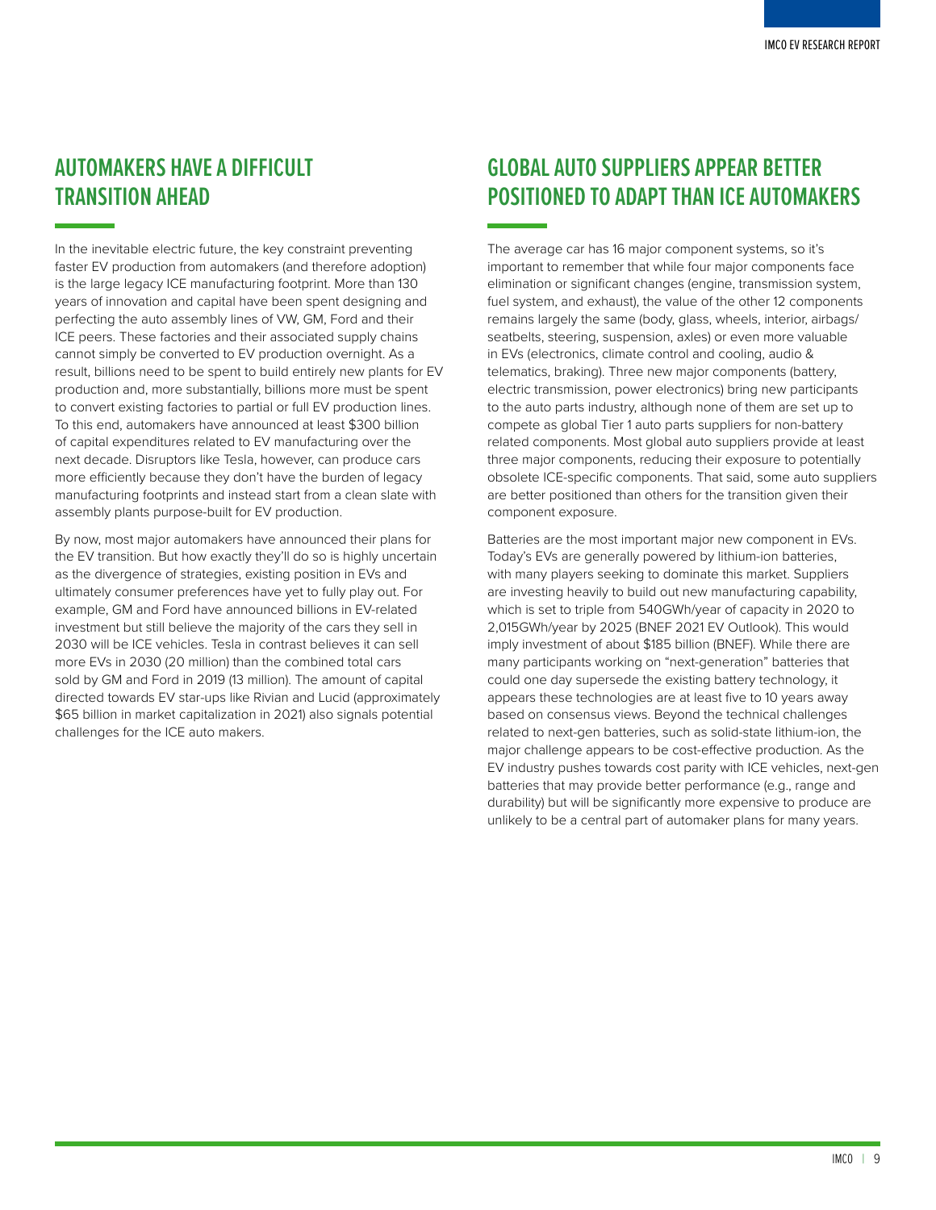## AUTOMAKERS HAVE A DIFFICULT TRANSITION AHEAD

In the inevitable electric future, the key constraint preventing faster EV production from automakers (and therefore adoption) is the large legacy ICE manufacturing footprint. More than 130 years of innovation and capital have been spent designing and perfecting the auto assembly lines of VW, GM, Ford and their ICE peers. These factories and their associated supply chains cannot simply be converted to EV production overnight. As a result, billions need to be spent to build entirely new plants for EV production and, more substantially, billions more must be spent to convert existing factories to partial or full EV production lines. To this end, automakers have announced at least $300 billion of capital expenditures related to EV manufacturing over the next decade. Disruptors like Tesla, however, can produce cars more efficiently because they don't have the burden of legacy manufacturing footprints and instead start from a clean slate with assembly plants purpose-built for EV production.

By now, most major automakers have announced their plans for the EV transition. But how exactly they'll do so is highly uncertain as the divergence of strategies, existing position in EVs and ultimately consumer preferences have yet to fully play out. For example, GM and Ford have announced billions in EV-related investment but still believe the majority of the cars they sell in 2030 will be ICE vehicles. Tesla in contrast believes it can sell more EVs in 2030 (20 million) than the combined total cars sold by GM and Ford in 2019 (13 million). The amount of capital directed towards EV star-ups like Rivian and Lucid (approximately $65 billion in market capitalization in 2021) also signals potential challenges for the ICE auto makers.

## GLOBAL AUTO SUPPLIERS APPEAR BETTER POSITIONED TO ADAPT THAN ICE AUTOMAKERS

The average car has 16 major component systems, so it's important to remember that while four major components face elimination or significant changes (engine, transmission system, fuel system, and exhaust), the value of the other 12 components remains largely the same (body, glass, wheels, interior, airbags/seatbelts, steering, suspension, axles) or even more valuable in EVs (electronics, climate control and cooling, audio & telematics, braking). Three new major components (battery, electric transmission, power electronics) bring new participants to the auto parts industry, although none of them are set up to compete as global Tier 1 auto parts suppliers for non-battery related components. Most global auto suppliers provide at least three major components, reducing their exposure to potentially obsolete ICE-specific components. That said, some auto suppliers are better positioned than others for the transition given their component exposure.

Batteries are the most important major new component in EVs. Today's EVs are generally powered by lithium-ion batteries, with many players seeking to dominate this market. Suppliers are investing heavily to build out new manufacturing capability, which is set to triple from 540GWh/year of capacity in 2020 to 2,015GWh/year by 2025 (BNEF 2021 EV Outlook). This would imply investment of about $185 billion (BNEF). While there are many participants working on "next-generation" batteries that could one day supersede the existing battery technology, it appears these technologies are at least five to 10 years away based on consensus views. Beyond the technical challenges related to next-gen batteries, such as solid-state lithium-ion, the major challenge appears to be cost-effective production. As the EV industry pushes towards cost parity with ICE vehicles, next-gen batteries that may provide better performance (e.g., range and durability) but will be significantly more expensive to produce are unlikely to be a central part of automaker plans for many years.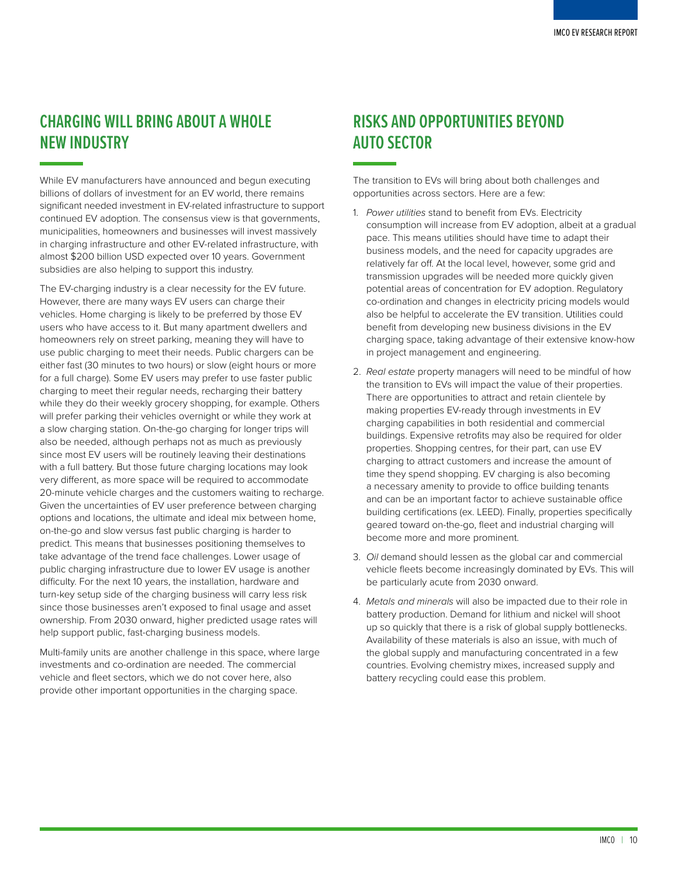## CHARGING WILL BRING ABOUT A WHOLE NEW INDUSTRY

While EV manufacturers have announced and begun executing billions of dollars of investment for an EV world, there remains significant needed investment in EV-related infrastructure to support continued EV adoption. The consensus view is that governments, municipalities, homeowners and businesses will invest massively in charging infrastructure and other EV-related infrastructure, with almost $200 billion USD expected over 10 years. Government subsidies are also helping to support this industry.

The EV-charging industry is a clear necessity for the EV future. However, there are many ways EV users can charge their vehicles. Home charging is likely to be preferred by those EV users who have access to it. But many apartment dwellers and homeowners rely on street parking, meaning they will have to use public charging to meet their needs. Public chargers can be either fast (30 minutes to two hours) or slow (eight hours or more for a full charge). Some EV users may prefer to use faster public charging to meet their regular needs, recharging their battery while they do their weekly grocery shopping, for example. Others will prefer parking their vehicles overnight or while they work at a slow charging station. On-the-go charging for longer trips will also be needed, although perhaps not as much as previously since most EV users will be routinely leaving their destinations with a full battery. But those future charging locations may look very different, as more space will be required to accommodate 20-minute vehicle charges and the customers waiting to recharge. Given the uncertainties of EV user preference between charging options and locations, the ultimate and ideal mix between home, on-the-go and slow versus fast public charging is harder to predict. This means that businesses positioning themselves to take advantage of the trend face challenges. Lower usage of public charging infrastructure due to lower EV usage is another difficulty. For the next 10 years, the installation, hardware and turn-key setup side of the charging business will carry less risk since those businesses aren't exposed to final usage and asset ownership. From 2030 onward, higher predicted usage rates will help support public, fast-charging business models.

Multi-family units are another challenge in this space, where large investments and co-ordination are needed. The commercial vehicle and fleet sectors, which we do not cover here, also provide other important opportunities in the charging space.

## RISKS AND OPPORTUNITIES BEYOND AUTO SECTOR

The transition to EVs will bring about both challenges and opportunities across sectors. Here are a few:

1. *Power utilities* stand to benefit from EVs. Electricity consumption will increase from EV adoption, albeit at a gradual pace. This means utilities should have time to adapt their business models, and the need for capacity upgrades are relatively far off. At the local level, however, some grid and transmission upgrades will be needed more quickly given potential areas of concentration for EV adoption. Regulatory co-ordination and changes in electricity pricing models would also be helpful to accelerate the EV transition. Utilities could benefit from developing new business divisions in the EV charging space, taking advantage of their extensive know-how in project management and engineering.
2. *Real estate* property managers will need to be mindful of how the transition to EVs will impact the value of their properties. There are opportunities to attract and retain clientele by making properties EV-ready through investments in EV charging capabilities in both residential and commercial buildings. Expensive retrofits may also be required for older properties. Shopping centres, for their part, can use EV charging to attract customers and increase the amount of time they spend shopping. EV charging is also becoming a necessary amenity to provide to office building tenants and can be an important factor to achieve sustainable office building certifications (ex. LEED). Finally, properties specifically geared toward on-the-go, fleet and industrial charging will become more and more prominent.
3. *Oil* demand should lessen as the global car and commercial vehicle fleets become increasingly dominated by EVs. This will be particularly acute from 2030 onward.
4. *Metals and minerals* will also be impacted due to their role in battery production. Demand for lithium and nickel will shoot up so quickly that there is a risk of global supply bottlenecks. Availability of these materials is also an issue, with much of the global supply and manufacturing concentrated in a few countries. Evolving chemistry mixes, increased supply and battery recycling could ease this problem.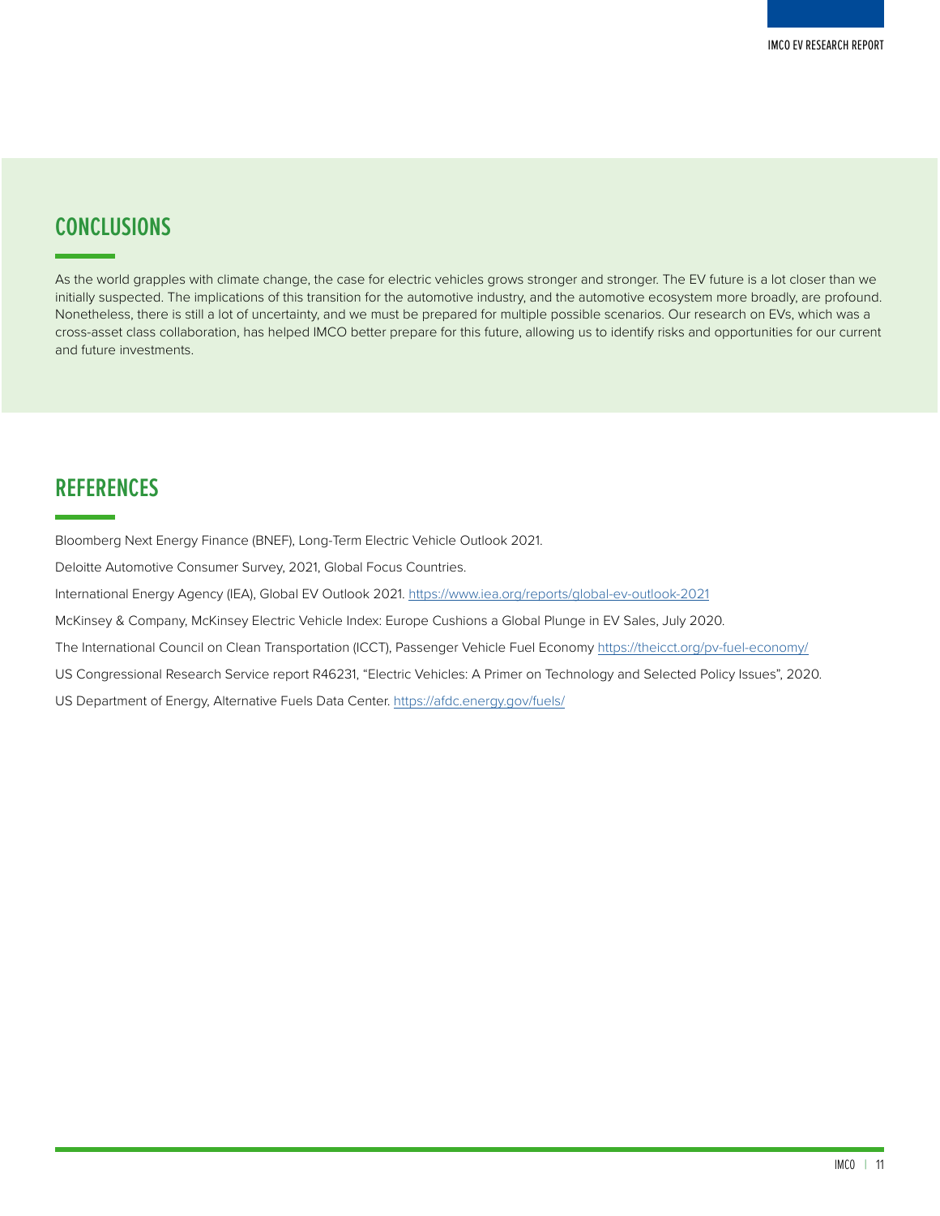## CONCLUSIONS

As the world grapples with climate change, the case for electric vehicles grows stronger and stronger. The EV future is a lot closer than we initially suspected. The implications of this transition for the automotive industry, and the automotive ecosystem more broadly, are profound. Nonetheless, there is still a lot of uncertainty, and we must be prepared for multiple possible scenarios. Our research on EVs, which was a cross-asset class collaboration, has helped IMCO better prepare for this future, allowing us to identify risks and opportunities for our current and future investments.

## REFERENCES

Bloomberg Next Energy Finance (BNEF), Long-Term Electric Vehicle Outlook 2021.

Deloitte Automotive Consumer Survey, 2021, Global Focus Countries.

International Energy Agency (IEA), Global EV Outlook 2021. https://www.iea.org/reports/global-ev-outlook-2021

McKinsey & Company, McKinsey Electric Vehicle Index: Europe Cushions a Global Plunge in EV Sales, July 2020.

The International Council on Clean Transportation (ICCT), Passenger Vehicle Fuel Economy https://theicct.org/pv-fuel-economy/

US Congressional Research Service report R46231, “Electric Vehicles: A Primer on Technology and Selected Policy Issues”, 2020.

US Department of Energy, Alternative Fuels Data Center. https://afdc.energy.gov/fuels/